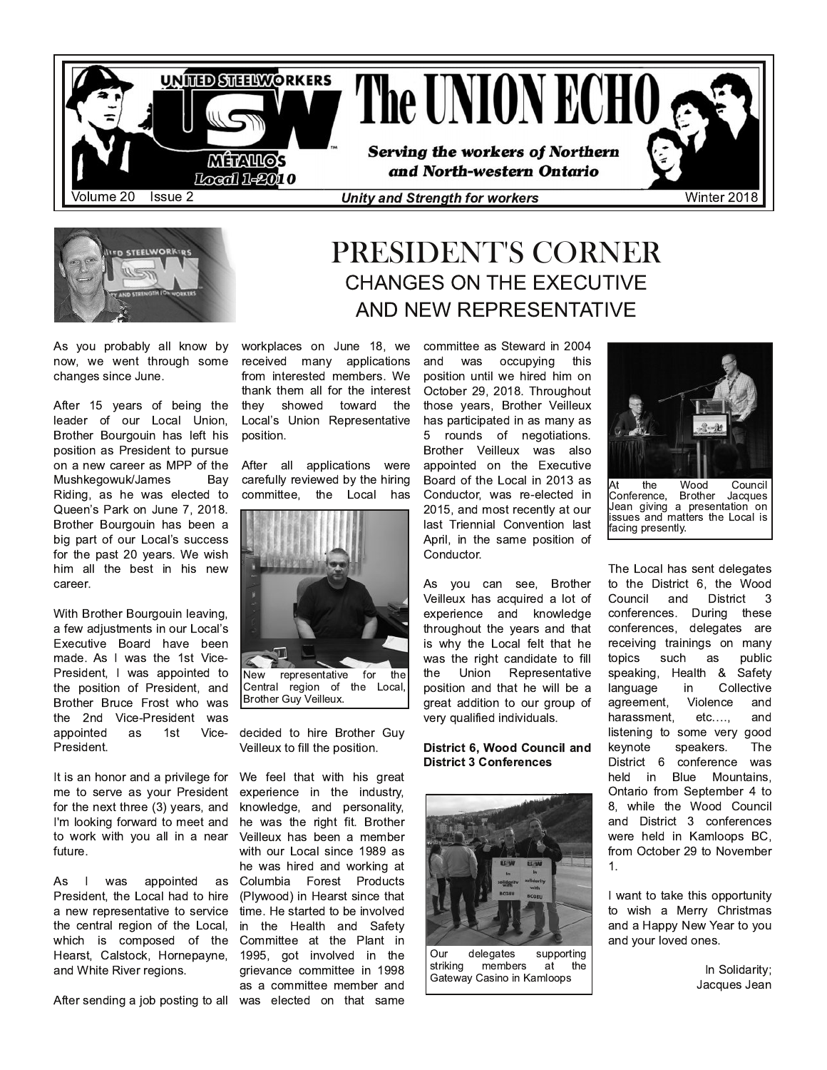# The UNION ECHO

**UNITED STEELWORKERS USW MÉTALLOS Local 1-2010**

***Serving the workers of Northern and North-western Ontario***

Volume 20 Issue 2 — ***Unity and Strength for workers*** — Winter 2018

# PRESIDENT'S CORNER

## CHANGES ON THE EXECUTIVE AND NEW REPRESENTATIVE

As you probably all know by now, we went through some changes since June.

After 15 years of being the leader of our Local Union, Brother Bourgouin has left his position as President to pursue on a new career as MPP of the Mushkegowuk/James Bay Riding, as he was elected to Queen's Park on June 7, 2018. Brother Bourgouin has been a big part of our Local's success for the past 20 years. We wish him all the best in his new career.

With Brother Bourgouin leaving, a few adjustments in our Local's Executive Board have been made. As I was the 1st Vice-President, I was appointed to the position of President, and Brother Bruce Frost who was the 2nd Vice-President was appointed as 1st Vice-President.

It is an honor and a privilege for me to serve as your President for the next three (3) years, and I'm looking forward to meet and to work with you all in a near future.

As I was appointed as President, the Local had to hire a new representative to service the central region of the Local, which is composed of the Hearst, Calstock, Hornepayne, and White River regions.

After sending a job posting to all workplaces on June 18, we received many applications from interested members. We thank them all for the interest they showed toward the Local's Union Representative position.

After all applications were carefully reviewed by the hiring committee, the Local has decided to hire Brother Guy Veilleux to fill the position.

New representative for the Central region of the Local, Brother Guy Veilleux.

We feel that with his great experience in the industry, knowledge, and personality, he was the right fit. Brother Veilleux has been a member with our Local since 1989 as he was hired and working at Columbia Forest Products (Plywood) in Hearst since that time. He started to be involved in the Health and Safety Committee at the Plant in 1995, got involved in the grievance committee in 1998 as a committee member and was elected on that same committee as Steward in 2004 and was occupying this position until we hired him on October 29, 2018. Throughout those years, Brother Veilleux has participated in as many as 5 rounds of negotiations. Brother Veilleux was also appointed on the Executive Board of the Local in 2013 as Conductor, was re-elected in 2015, and most recently at our last Triennial Convention last April, in the same position of Conductor.

As you can see, Brother Veilleux has acquired a lot of experience and knowledge throughout the years and that is why the Local felt that he was the right candidate to fill the Union Representative position and that he will be a great addition to our group of very qualified individuals.

**District 6, Wood Council and District 3 Conferences**

Our delegates supporting striking members at the Gateway Casino in Kamloops

At the Wood Council Conference, Brother Jacques Jean giving a presentation on issues and matters the Local is facing presently.

The Local has sent delegates to the District 6, the Wood Council and District 3 conferences. During these conferences, delegates are receiving trainings on many topics such as public speaking, Health & Safety language in Collective agreement, Violence and harassment, etc…., and listening to some very good keynote speakers. The District 6 conference was held in Blue Mountains, Ontario from September 4 to 8, while the Wood Council and District 3 conferences were held in Kamloops BC, from October 29 to November 1.

I want to take this opportunity to wish a Merry Christmas and a Happy New Year to you and your loved ones.

In Solidarity;
Jacques Jean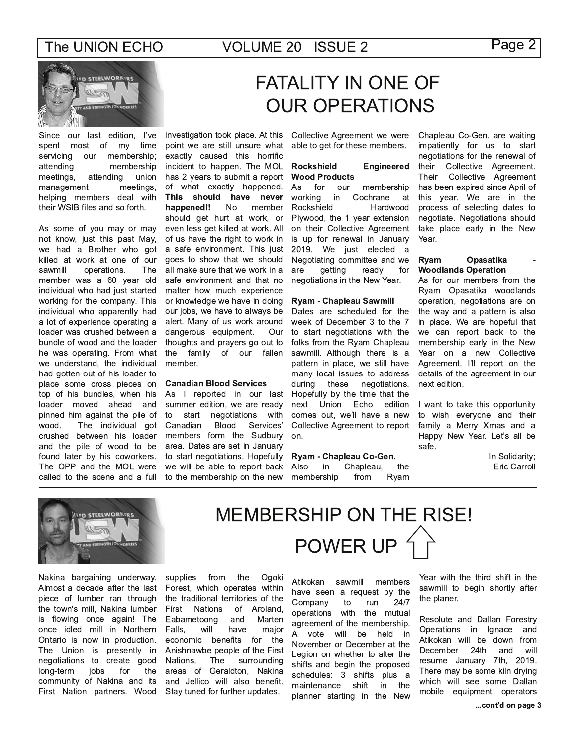# FATALITY IN ONE OF OUR OPERATIONS

Since our last edition, I've spent most of my time servicing our membership; attending membership meetings, attending union management meetings, helping members deal with their WSIB files and so forth.

As some of you may or may not know, just this past May, we had a Brother who got killed at work at one of our sawmill operations. The member was a 60 year old individual who had just started working for the company. This individual who apparently had a lot of experience operating a loader was crushed between a bundle of wood and the loader he was operating. From what we understand, the individual had gotten out of his loader to place some cross pieces on top of his bundles, when his loader moved ahead and pinned him against the pile of wood. The individual got crushed between his loader and the pile of wood to be found later by his coworkers. The OPP and the MOL were called to the scene and a full investigation took place. At this point we are still unsure what exactly caused this horrific incident to happen. The MOL has 2 years to submit a report of what exactly happened. **This should have never happened!!** No member should get hurt at work, or even less get killed at work. All of us have the right to work in a safe environment. This just goes to show that we should all make sure that we work in a safe environment and that no matter how much experience or knowledge we have in doing our jobs, we have to always be alert. Many of us work around dangerous equipment. Our thoughts and prayers go out to the family of our fallen member.

**Canadian Blood Services**
As I reported in our last summer edition, we are ready to start negotiations with Canadian Blood Services' members form the Sudbury area. Dates are set in January to start negotiations. Hopefully we will be able to report back to the membership on the new Collective Agreement we were able to get for these members.

**Rockshield Engineered Wood Products**
As for our membership working in Cochrane at Rockshield Hardwood Plywood, the 1 year extension on their Collective Agreement is up for renewal in January 2019. We just elected a Negotiating committee and we are getting ready for negotiations in the New Year.

**Ryam - Chapleau Sawmill**
Dates are scheduled for the week of December 3 to the 7 to start negotiations with the folks from the Ryam Chapleau sawmill. Although there is a pattern in place, we still have many local issues to address during these negotiations. Hopefully by the time that the next Union Echo edition comes out, we'll have a new Collective Agreement to report on.

**Ryam - Chapleau Co-Gen.**
Also in Chapleau, the membership from Ryam Chapleau Co-Gen. are waiting impatiently for us to start negotiations for the renewal of their Collective Agreement. Their Collective Agreement has been expired since April of this year. We are in the process of selecting dates to negotiate. Negotiations should take place early in the New Year.

**Ryam Opasatika - Woodlands Operation**
As for our members from the Ryam Opasatika woodlands operation, negotiations are on the way and a pattern is also in place. We are hopeful that we can report back to the membership early in the New Year on a new Collective Agreement. I'll report on the details of the agreement in our next edition.

I want to take this opportunity to wish everyone and their family a Merry Xmas and a Happy New Year. Let's all be safe.

In Solidarity;
Eric Carroll

# MEMBERSHIP ON THE RISE!

## POWER UP

Nakina bargaining underway. Almost a decade after the last piece of lumber ran through the town's mill, Nakina lumber is flowing once again! The once idled mill in Northern Ontario is now in production. The Union is presently in negotiations to create good long-term jobs for the community of Nakina and its First Nation partners. Wood supplies from the Ogoki Forest, which operates within the traditional territories of the First Nations of Aroland, Eabametoong and Marten Falls, will have major economic benefits for the Anishnawbe people of the First Nations. The surrounding areas of Geraldton, Nakina and Jellico will also benefit. Stay tuned for further updates.

Atikokan sawmill members have seen a request by the Company to run 24/7 operations with the mutual agreement of the membership. A vote will be held in November or December at the Legion on whether to alter the shifts and begin the proposed schedules: 3 shifts plus a maintenance shift in the planner starting in the New Year with the third shift in the sawmill to begin shortly after the planer.

Resolute and Dallan Forestry Operations in Ignace and Atikokan will be down from December 24th and will resume January 7th, 2019. There may be some kiln drying which will see some Dallan mobile equipment operators

...cont'd on page 3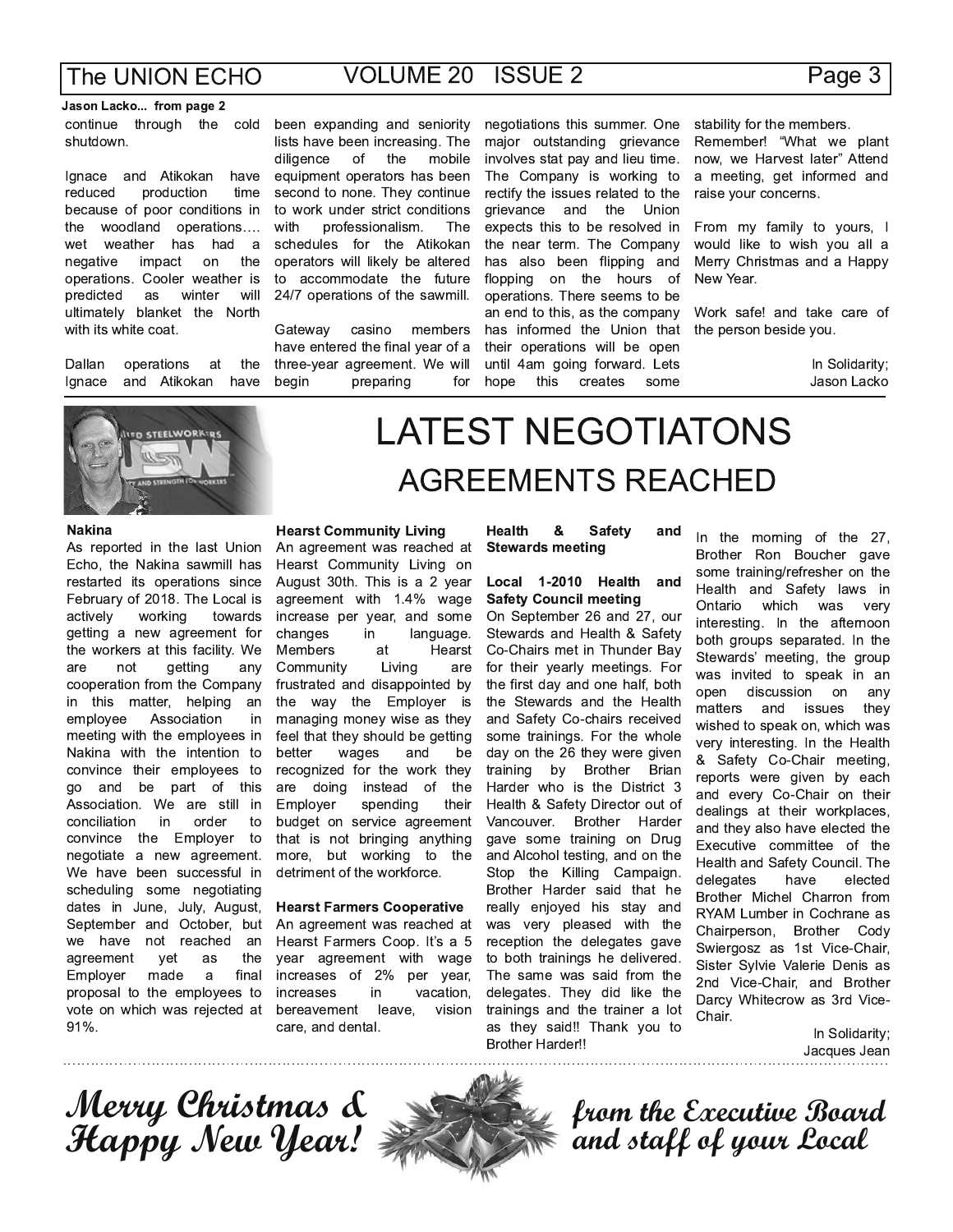**Jason Lacko... from page 2**

continue through the cold shutdown.

Ignace and Atikokan have reduced production time because of poor conditions in the woodland operations…. wet weather has had a negative impact on the operations. Cooler weather is predicted as winter will ultimately blanket the North with its white coat.

Dallan operations at the Ignace and Atikokan have been expanding and seniority lists have been increasing. The diligence of the mobile equipment operators has been second to none. They continue to work under strict conditions with professionalism. The schedules for the Atikokan operators will likely be altered to accommodate the future 24/7 operations of the sawmill.

Gateway casino members have entered the final year of a three-year agreement. We will begin preparing for negotiations this summer. One major outstanding grievance involves stat pay and lieu time. The Company is working to rectify the issues related to the grievance and the Union expects this to be resolved in the near term. The Company has also been flipping and flopping on the hours of operations. There seems to be an end to this, as the company has informed the Union that their operations will be open until 4am going forward. Lets hope this creates some stability for the members. Remember! "What we plant now, we Harvest later" Attend a meeting, get informed and raise your concerns.

From my family to yours, I would like to wish you all a Merry Christmas and a Happy New Year.

Work safe! and take care of the person beside you.

In Solidarity;
Jason Lacko

# LATEST NEGOTIATONS

## AGREEMENTS REACHED

**Nakina**

As reported in the last Union Echo, the Nakina sawmill has restarted its operations since February of 2018. The Local is actively working towards getting a new agreement for the workers at this facility. We are not getting any cooperation from the Company in this matter, helping an employee Association in meeting with the employees in Nakina with the intention to convince their employees to go and be part of this Association. We are still in conciliation in order to convince the Employer to negotiate a new agreement. We have been successful in scheduling some negotiating dates in June, July, August, September and October, but we have not reached an agreement yet as the Employer made a final proposal to the employees to vote on which was rejected at 91%.

**Hearst Community Living**

An agreement was reached at Hearst Community Living on August 30th. This is a 2 year agreement with 1.4% wage increase per year, and some changes in language. Members at Hearst Community Living are frustrated and disappointed by the way the Employer is managing money wise as they feel that they should be getting better wages and be recognized for the work they are doing instead of the Employer spending their budget on service agreement that is not bringing anything more, but working to the detriment of the workforce.

**Hearst Farmers Cooperative**

An agreement was reached at Hearst Farmers Coop. It's a 5 year agreement with wage increases of 2% per year, increases in vacation, bereavement leave, vision care, and dental.

**Health & Safety and Stewards meeting**

**Local 1-2010 Health and Safety Council meeting**

On September 26 and 27, our Stewards and Health & Safety Co-Chairs met in Thunder Bay for their yearly meetings. For the first day and one half, both the Stewards and the Health and Safety Co-chairs received some trainings. For the whole day on the 26 they were given training by Brother Brian Harder who is the District 3 Health & Safety Director out of Vancouver. Brother Harder gave some training on Drug and Alcohol testing, and on the Stop the Killing Campaign. Brother Harder said that he really enjoyed his stay and was very pleased with the reception the delegates gave to both trainings he delivered. The same was said from the delegates. They did like the trainings and the trainer a lot as they said!! Thank you to Brother Harder!!

In the morning of the 27, Brother Ron Boucher gave some training/refresher on the Health and Safety laws in Ontario which was very interesting. In the afternoon both groups separated. In the Stewards' meeting, the group was invited to speak in an open discussion on any matters and issues they wished to speak on, which was very interesting. In the Health & Safety Co-Chair meeting, reports were given by each and every Co-Chair on their dealings at their workplaces, and they also have elected the Executive committee of the Health and Safety Council. The delegates have elected Brother Michel Charron from RYAM Lumber in Cochrane as Chairperson, Brother Cody Swiergosz as 1st Vice-Chair, Sister Sylvie Valerie Denis as 2nd Vice-Chair, and Brother Darcy Whitecrow as 3rd Vice-Chair.

In Solidarity;
Jacques Jean

*Merry Christmas & Happy New Year!* *from the Executive Board and staff of your Local*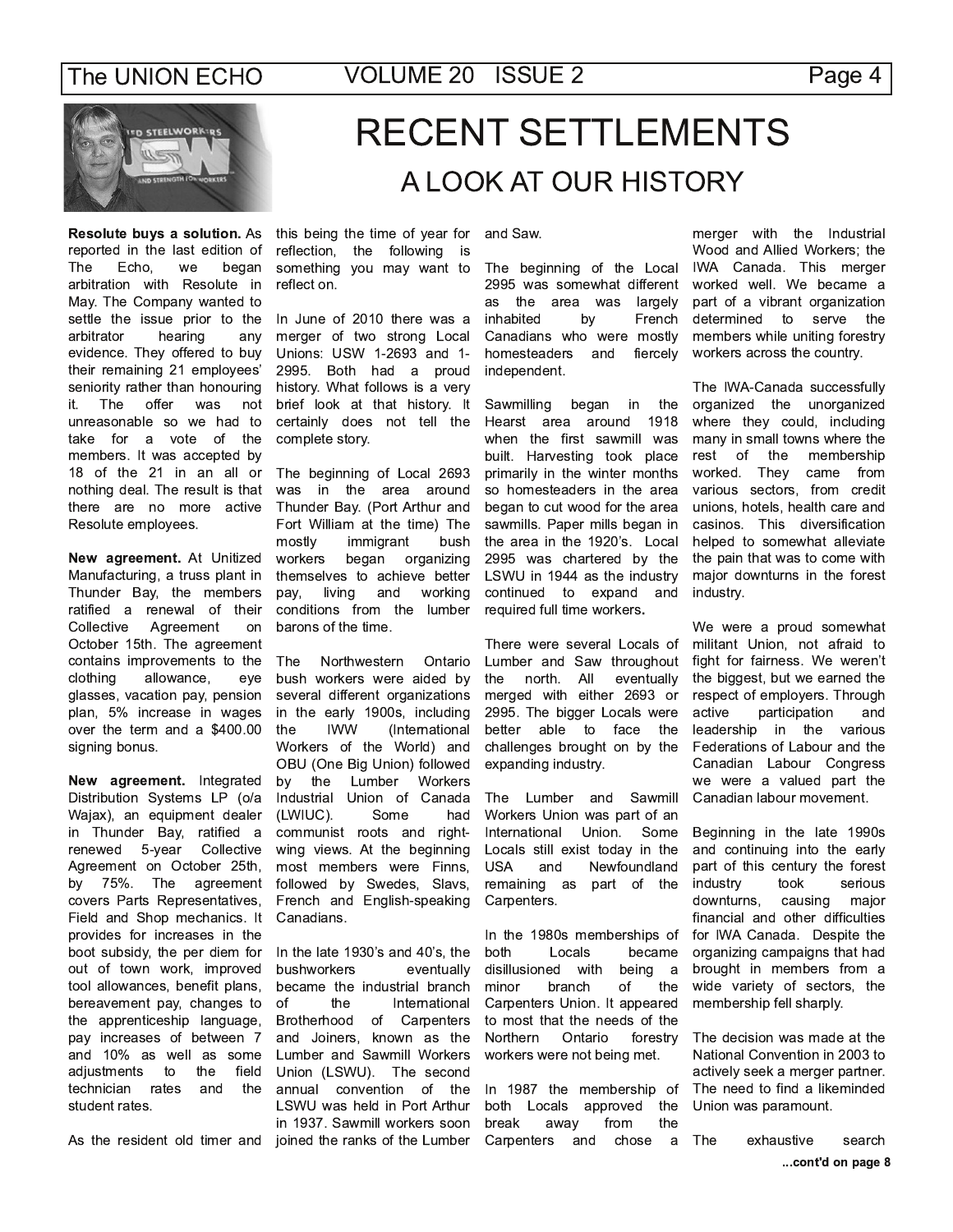# RECENT SETTLEMENTS

## A LOOK AT OUR HISTORY

**Resolute buys a solution.** As reported in the last edition of The Echo, we began arbitration with Resolute in May. The Company wanted to settle the issue prior to the arbitrator hearing any evidence. They offered to buy their remaining 21 employees' seniority rather than honouring it. The offer was not unreasonable so we had to take for a vote of the members. It was accepted by 18 of the 21 in an all or nothing deal. The result is that there are no more active Resolute employees.

**New agreement.** At Unitized Manufacturing, a truss plant in Thunder Bay, the members ratified a renewal of their Collective Agreement on October 15th. The agreement contains improvements to the clothing allowance, eye glasses, vacation pay, pension plan, 5% increase in wages over the term and a $400.00 signing bonus.

**New agreement.** Integrated Distribution Systems LP (o/a Wajax), an equipment dealer in Thunder Bay, ratified a renewed 5-year Collective Agreement on October 25th, by 75%. The agreement covers Parts Representatives, Field and Shop mechanics. It provides for increases in the boot subsidy, the per diem for out of town work, improved tool allowances, benefit plans, bereavement pay, changes to the apprenticeship language, pay increases of between 7 and 10% as well as some adjustments to the field technician rates and the student rates.

As the resident old timer and this being the time of year for reflection, the following is something you may want to reflect on.

In June of 2010 there was a merger of two strong Local Unions: USW 1-2693 and 1-2995. Both had a proud history. What follows is a very brief look at that history. It certainly does not tell the complete story.

The beginning of Local 2693 was in the area around Thunder Bay. (Port Arthur and Fort William at the time) The mostly immigrant bush workers began organizing themselves to achieve better pay, living and working conditions from the lumber barons of the time.

The Northwestern Ontario bush workers were aided by several different organizations in the early 1900s, including the IWW (International Workers of the World) and OBU (One Big Union) followed by the Lumber Workers Industrial Union of Canada (LWIUC). Some had communist roots and right-wing views. At the beginning most members were Finns, followed by Swedes, Slavs, French and English-speaking Canadians.

In the late 1930's and 40's, the bushworkers eventually became the industrial branch of the International Brotherhood of Carpenters and Joiners, known as the Lumber and Sawmill Workers Union (LSWU). The second annual convention of the LSWU was held in Port Arthur in 1937. Sawmill workers soon joined the ranks of the Lumber and Saw.

The beginning of the Local 2995 was somewhat different as the area was largely inhabited by French Canadians who were mostly homesteaders and fiercely independent.

Sawmilling began in the Hearst area around 1918 when the first sawmill was built. Harvesting took place primarily in the winter months so homesteaders in the area began to cut wood for the area sawmills. Paper mills began in the area in the 1920's. Local 2995 was chartered by the LSWU in 1944 as the industry continued to expand and required full time workers.

There were several Locals of Lumber and Saw throughout the north. All eventually merged with either 2693 or 2995. The bigger Locals were better able to face the challenges brought on by the expanding industry.

The Lumber and Sawmill Workers Union was part of an International Union. Some Locals still exist today in the USA and Newfoundland remaining as part of the Carpenters.

In the 1980s memberships of both Locals became disillusioned with being a minor branch of the Carpenters Union. It appeared to most that the needs of the Northern Ontario forestry workers were not being met.

In 1987 the membership of both Locals approved the break away from the Carpenters and chose a merger with the Industrial Wood and Allied Workers; the IWA Canada. This merger worked well. We became a part of a vibrant organization determined to serve the members while uniting forestry workers across the country.

The IWA-Canada successfully organized the unorganized where they could, including many in small towns where the rest of the membership worked. They came from various sectors, from credit unions, hotels, health care and casinos. This diversification helped to somewhat alleviate the pain that was to come with major downturns in the forest industry.

We were a proud somewhat militant Union, not afraid to fight for fairness. We weren't the biggest, but we earned the respect of employers. Through active participation and leadership in the various Federations of Labour and the Canadian Labour Congress we were a valued part the Canadian labour movement.

Beginning in the late 1990s and continuing into the early part of this century the forest industry took serious downturns, causing major financial and other difficulties for IWA Canada. Despite the organizing campaigns that had brought in members from a wide variety of sectors, the membership fell sharply.

The decision was made at the National Convention in 2003 to actively seek a merger partner. The need to find a likeminded Union was paramount.

The exhaustive search

**...cont'd on page 8**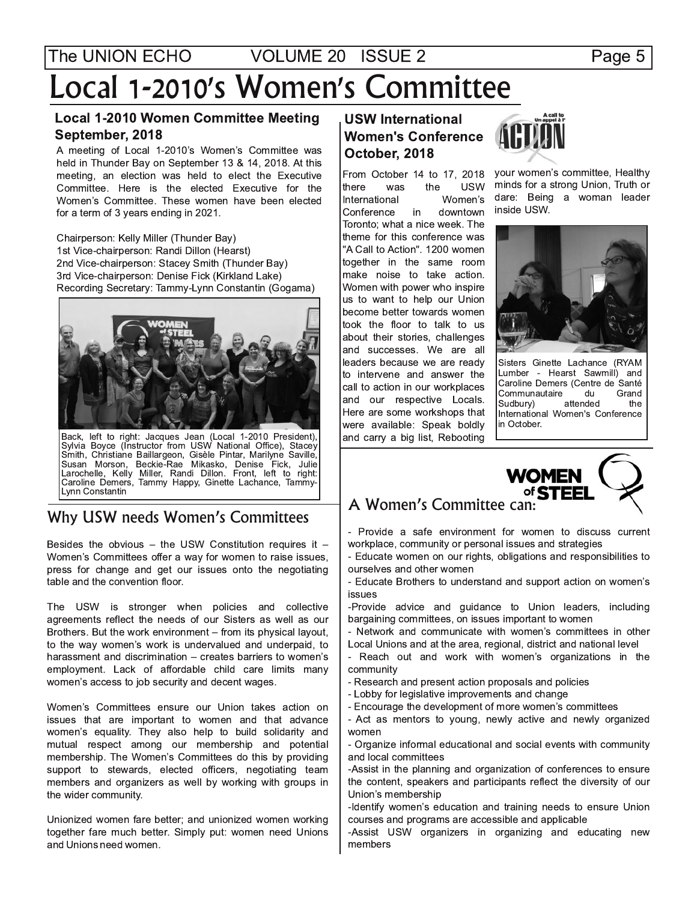# Local 1-2010's Women's Committee

### Local 1-2010 Women Committee Meeting September, 2018

A meeting of Local 1-2010's Women's Committee was held in Thunder Bay on September 13 & 14, 2018. At this meeting, an election was held to elect the Executive Committee. Here is the elected Executive for the Women's Committee. These women have been elected for a term of 3 years ending in 2021.

Chairperson: Kelly Miller (Thunder Bay)
1st Vice-chairperson: Randi Dillon (Hearst)
2nd Vice-chairperson: Stacey Smith (Thunder Bay)
3rd Vice-chairperson: Denise Fick (Kirkland Lake)
Recording Secretary: Tammy-Lynn Constantin (Gogama)

Back, left to right: Jacques Jean (Local 1-2010 President), Sylvia Boyce (Instructor from USW National Office), Stacey Smith, Christiane Baillargeon, Gisèle Pintar, Marilyne Saville, Susan Morson, Beckie-Rae Mikasko, Denise Fick, Julie Larochelle, Kelly Miller, Randi Dillon. Front, left to right: Caroline Demers, Tammy Happy, Ginette Lachance, Tammy-Lynn Constantin

### USW International Women's Conference October, 2018

From October 14 to 17, 2018 there was the USW International Women's Conference in downtown Toronto; what a nice week. The theme for this conference was "A Call to Action". 1200 women together in the same room make noise to take action. Women with power who inspire us to want to help our Union become better towards women took the floor to talk to us about their stories, challenges and successes. We are all leaders because we are ready to intervene and answer the call to action in our workplaces and our respective Locals. Here are some workshops that were available: Speak boldly and carry a big list, Rebooting your women's committee, Healthy minds for a strong Union, Truth or dare: Being a woman leader inside USW.

Sisters Ginette Lachance (RYAM Lumber - Hearst Sawmill) and Caroline Demers (Centre de Santé Communautaire du Grand Sudbury) attended the International Women's Conference in October.

## Why USW needs Women's Committees

Besides the obvious – the USW Constitution requires it – Women's Committees offer a way for women to raise issues, press for change and get our issues onto the negotiating table and the convention floor.

The USW is stronger when policies and collective agreements reflect the needs of our Sisters as well as our Brothers. But the work environment – from its physical layout, to the way women's work is undervalued and underpaid, to harassment and discrimination – creates barriers to women's employment. Lack of affordable child care limits many women's access to job security and decent wages.

Women's Committees ensure our Union takes action on issues that are important to women and that advance women's equality. They also help to build solidarity and mutual respect among our membership and potential membership. The Women's Committees do this by providing support to stewards, elected officers, negotiating team members and organizers as well by working with groups in the wider community.

Unionized women fare better; and unionized women working together fare much better. Simply put: women need Unions and Unions need women.

## A Women's Committee can:

- Provide a safe environment for women to discuss current workplace, community or personal issues and strategies
- Educate women on our rights, obligations and responsibilities to ourselves and other women
- Educate Brothers to understand and support action on women's issues
- Provide advice and guidance to Union leaders, including bargaining committees, on issues important to women
- Network and communicate with women's committees in other Local Unions and at the area, regional, district and national level
- Reach out and work with women's organizations in the community
- Research and present action proposals and policies
- Lobby for legislative improvements and change
- Encourage the development of more women's committees
- Act as mentors to young, newly active and newly organized women
- Organize informal educational and social events with community and local committees
- Assist in the planning and organization of conferences to ensure the content, speakers and participants reflect the diversity of our Union's membership
- Identify women's education and training needs to ensure Union courses and programs are accessible and applicable
- Assist USW organizers in organizing and educating new members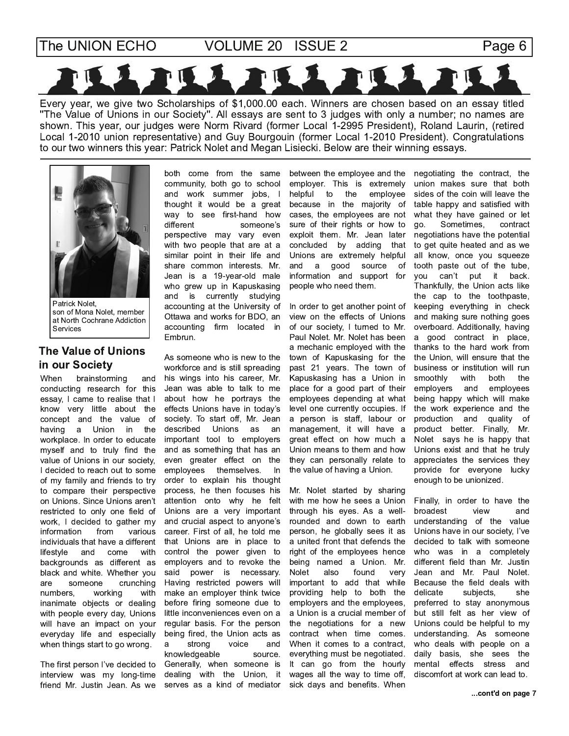Every year, we give two Scholarships of $1,000.00 each. Winners are chosen based on an essay titled "The Value of Unions in our Society". All essays are sent to 3 judges with only a number; no names are shown. This year, our judges were Norm Rivard (former Local 1-2995 President), Roland Laurin, (retired Local 1-2010 union representative) and Guy Bourgouin (former Local 1-2010 President). Congratulations to our two winners this year: Patrick Nolet and Megan Lisiecki. Below are their winning essays.

Patrick Nolet,
son of Mona Nolet, member at North Cochrane Addiction Services

## The Value of Unions in our Society

When brainstorming and conducting research for this essay, I came to realise that I know very little about the concept and the value of having a Union in the workplace. In order to educate myself and to truly find the value of Unions in our society, I decided to reach out to some of my family and friends to try to compare their perspective on Unions. Since Unions aren't restricted to only one field of work, I decided to gather my information from various individuals that have a different lifestyle and come with backgrounds as different as black and white. Whether you are someone crunching numbers, working with inanimate objects or dealing with people every day, Unions will have an impact on your everyday life and especially when things start to go wrong.

The first person I've decided to interview was my long-time friend Mr. Justin Jean. As we both come from the same community, both go to school and work summer jobs, I thought it would be a great way to see first-hand how different someone's perspective may vary even with two people that are at a similar point in their life and share common interests. Mr. Jean is a 19-year-old male who grew up in Kapuskasing and is currently studying accounting at the University of Ottawa and works for BDO, an accounting firm located in Embrun.

As someone who is new to the workforce and is still spreading his wings into his career, Mr. Jean was able to talk to me about how he portrays the effects Unions have in today's society. To start off, Mr. Jean described Unions as an important tool to employers and as something that has an even greater effect on the employees themselves. In order to explain his thought process, he then focuses his attention onto why he felt Unions are a very important and crucial aspect to anyone's career. First of all, he told me that Unions are in place to control the power given to employers and to revoke the said power is necessary. Having restricted powers will make an employer think twice before firing someone due to little inconveniences even on a regular basis. For the person being fired, the Union acts as a strong voice and knowledgeable source. Generally, when someone is dealing with the Union, it serves as a kind of mediator between the employee and the employer. This is extremely helpful to the employee because in the majority of cases, the employees are not sure of their rights or how to exploit them. Mr. Jean later concluded by adding that Unions are extremely helpful and a good source of information and support for people who need them.

In order to get another point of view on the effects of Unions of our society, I turned to Mr. Paul Nolet. Mr. Nolet has been a mechanic employed with the town of Kapuskasing for the past 21 years. The town of Kapuskasing has a Union in place for a good part of their employees depending at what level one currently occupies. If a person is staff, labour or management, it will have a great effect on how much a Union means to them and how they can personally relate to the value of having a Union.

Mr. Nolet started by sharing with me how he sees a Union through his eyes. As a well-rounded and down to earth person, he globally sees it as a united front that defends the right of the employees hence being named a Union. Mr. Nolet also found very important to add that while providing help to both the employers and the employees, a Union is a crucial member of the negotiations for a new contract when time comes. When it comes to a contract, everything must be negotiated. It can go from the hourly wages all the way to time off, sick days and benefits. When negotiating the contract, the union makes sure that both sides of the coin will leave the table happy and satisfied with what they have gained or let go. Sometimes, contract negotiations have the potential to get quite heated and as we all know, once you squeeze tooth paste out of the tube, you can't put it back. Thankfully, the Union acts like the cap to the toothpaste, keeping everything in check and making sure nothing goes overboard. Additionally, having a good contract in place, thanks to the hard work from the Union, will ensure that the business or institution will run smoothly with both the employers and employees being happy which will make the work experience and the production and quality of product better. Finally, Mr. Nolet says he is happy that Unions exist and that he truly appreciates the services they provide for everyone lucky enough to be unionized.

Finally, in order to have the broadest view and understanding of the value Unions have in our society, I've decided to talk with someone who was in a completely different field than Mr. Justin Jean and Mr. Paul Nolet. Because the field deals with delicate subjects, she preferred to stay anonymous but still felt as her view of Unions could be helpful to my understanding. As someone who deals with people on a daily basis, she sees the mental effects stress and discomfort at work can lead to.

...cont'd on page 7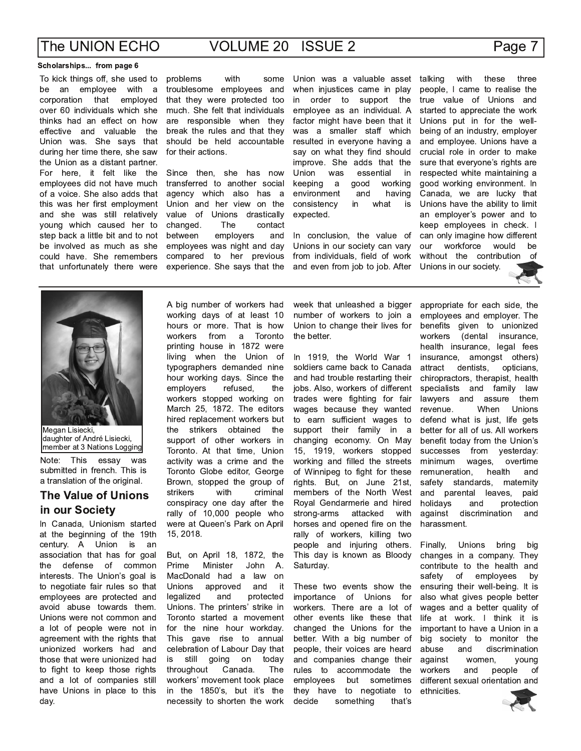**Scholarships... from page 6**

To kick things off, she used to be an employee with a corporation that employed over 60 individuals which she thinks had an effect on how effective and valuable the Union was. She says that during her time there, she saw the Union as a distant partner. For here, it felt like the employees did not have much of a voice. She also adds that this was her first employment and she was still relatively young which caused her to step back a little bit and to not be involved as much as she could have. She remembers that unfortunately there were problems with some troublesome employees and that they were protected too much. She felt that individuals are responsible when they break the rules and that they should be held accountable for their actions.

Since then, she has now transferred to another social agency which also has a Union and her view on the value of Unions drastically changed. The contact between employers and employees was night and day compared to her previous experience. She says that the Union was a valuable asset when injustices came in play in order to support the employee as an individual. A factor might have been that it was a smaller staff which resulted in everyone having a say on what they find should improve. She adds that the Union was essential in keeping a good working environment and having consistency in what is expected.

In conclusion, the value of Unions in our society can vary from individuals, field of work and even from job to job. After talking with these three people, I came to realise the true value of Unions and started to appreciate the work Unions put in for the well-being of an industry, employer and employee. Unions have a crucial role in order to make sure that everyone's rights are respected white maintaining a good working environment. In Canada, we are lucky that Unions have the ability to limit an employer's power and to keep employees in check. I can only imagine how different our workforce would be without the contribution of Unions in our society.

---

Megan Lisiecki,
daughter of André Lisiecki,
member at 3 Nations Logging

Note: This essay was submitted in french. This is a translation of the original.

## The Value of Unions in our Society

In Canada, Unionism started at the beginning of the 19th century. A Union is an association that has for goal the defense of common interests. The Union's goal is to negotiate fair rules so that employees are protected and avoid abuse towards them. Unions were not common and a lot of people were not in agreement with the rights that unionized workers had and those that were unionized had to fight to keep those rights and a lot of companies still have Unions in place to this day.

A big number of workers had working days of at least 10 hours or more. That is how workers from a Toronto printing house in 1872 were living when the Union of typographers demanded nine hour working days. Since the employers refused, the workers stopped working on March 25, 1872. The editors hired replacement workers but the strikers obtained the support of other workers in Toronto. At that time, Union activity was a crime and the Toronto Globe editor, George Brown, stopped the group of strikers with criminal conspiracy one day after the rally of 10,000 people who were at Queen's Park on April 15, 2018.

But, on April 18, 1872, the Prime Minister John A. MacDonald had a law on Unions approved and it legalized and protected Unions. The printers' strike in Toronto started a movement for the nine hour workday. This gave rise to annual celebration of Labour Day that is still going on today throughout Canada. The workers' movement took place in the 1850's, but it's the necessity to shorten the work week that unleashed a bigger number of workers to join a Union to change their lives for the better.

In 1919, the World War 1 soldiers came back to Canada and had trouble restarting their jobs. Also, workers of different trades were fighting for fair wages because they wanted to earn sufficient wages to support their family in a changing economy. On May 15, 1919, workers stopped working and filled the streets of Winnipeg to fight for these rights. But, on June 21st, members of the North West Royal Gendarmerie and hired strong-arms attacked with horses and opened fire on the rally of workers, killing two people and injuring others. This day is known as Bloody Saturday.

These two events show the importance of Unions for workers. There are a lot of other events like these that changed the Unions for the better. With a big number of people, their voices are heard and companies change their rules to accommodate the employees but sometimes they have to negotiate to decide something that's appropriate for each side, the employees and employer. The benefits given to unionized workers (dental insurance, health insurance, legal fees insurance, amongst others) attract dentists, opticians, chiropractors, therapist, health specialists and family law lawyers and assure them revenue. When Unions defend what is just, life gets better for all of us. All workers benefit today from the Union's successes from yesterday: minimum wages, overtime remuneration, health and safety standards, maternity and parental leaves, paid holidays and protection against discrimination and harassment.

Finally, Unions bring big changes in a company. They contribute to the health and safety of employees by ensuring their well-being. It is also what gives people better wages and a better quality of life at work. I think it is important to have a Union in a big society to monitor the abuse and discrimination against women, young workers and people of different sexual orientation and ethnicities.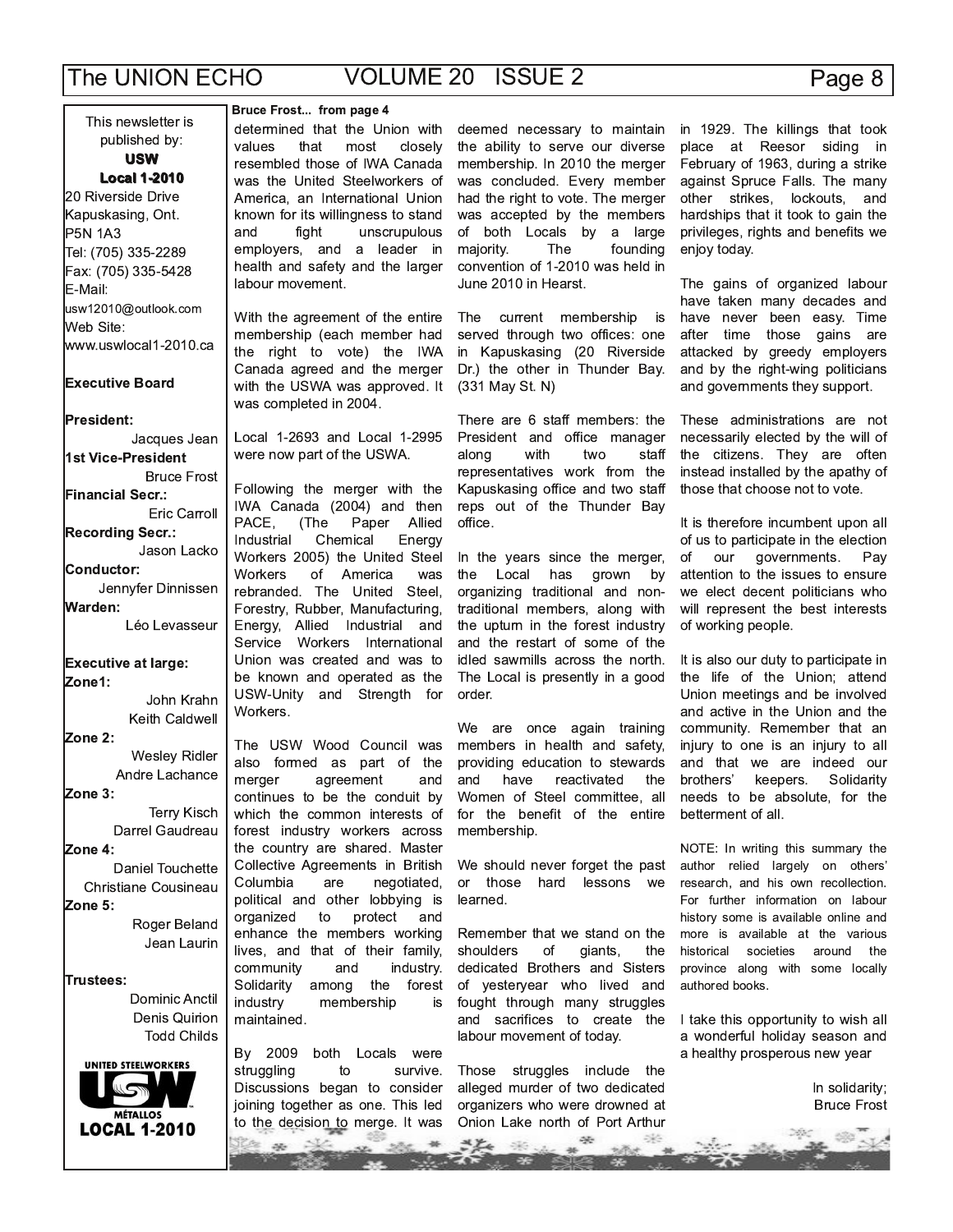This newsletter is published by:

**USW**
**Local 1-2010**

20 Riverside Drive
Kapuskasing, Ont.
P5N 1A3
Tel: (705) 335-2289
Fax: (705) 335-5428
E-Mail:
usw12010@outlook.com
Web Site:
www.uswlocal1-2010.ca

**Executive Board**

**President:** Jacques Jean
**1st Vice-President** Bruce Frost
**Financial Secr.:** Eric Carroll
**Recording Secr.:** Jason Lacko
**Conductor:** Jennyfer Dinnissen
**Warden:** Léo Levasseur

**Executive at large:**

**Zone1:** John Krahn, Keith Caldwell
**Zone 2:** Wesley Ridler, Andre Lachance
**Zone 3:** Terry Kisch, Darrel Gaudreau
**Zone 4:** Daniel Touchette, Christiane Cousineau
**Zone 5:** Roger Beland, Jean Laurin

**Trustees:** Dominic Anctil, Denis Quirion, Todd Childs

UNITED STEELWORKERS USW MÉTALLOS LOCAL 1-2010

**Bruce Frost... from page 4**

determined that the Union with values that most closely resembled those of IWA Canada was the United Steelworkers of America, an International Union known for its willingness to stand and fight unscrupulous employers, and a leader in health and safety and the larger labour movement.

With the agreement of the entire membership (each member had the right to vote) the IWA Canada agreed and the merger with the USWA was approved. It was completed in 2004.

Local 1-2693 and Local 1-2995 were now part of the USWA.

Following the merger with the IWA Canada (2004) and then PACE, (The Paper Allied Industrial Chemical Energy Workers 2005) the United Steel Workers of America was rebranded. The United Steel, Forestry, Rubber, Manufacturing, Energy, Allied Industrial and Service Workers International Union was created and was to be known and operated as the USW-Unity and Strength for Workers.

The USW Wood Council was also formed as part of the merger agreement and continues to be the conduit by which the common interests of forest industry workers across the country are shared. Master Collective Agreements in British Columbia are negotiated, political and other lobbying is organized to protect and enhance the members working lives, and that of their family, community and industry. Solidarity among the forest industry membership is maintained.

By 2009 both Locals were struggling to survive. Discussions began to consider joining together as one. This led to the decision to merge. It was deemed necessary to maintain the ability to serve our diverse membership. In 2010 the merger was concluded. Every member had the right to vote. The merger was accepted by the members of both Locals by a large majority. The founding convention of 1-2010 was held in June 2010 in Hearst.

The current membership is served through two offices: one in Kapuskasing (20 Riverside Dr.) the other in Thunder Bay. (331 May St. N)

There are 6 staff members: the President and office manager along with two staff representatives work from the Kapuskasing office and two staff reps out of the Thunder Bay office.

In the years since the merger, the Local has grown by organizing traditional and non-traditional members, along with the upturn in the forest industry and the restart of some of the idled sawmills across the north. The Local is presently in a good order.

We are once again training members in health and safety, providing education to stewards and have reactivated the Women of Steel committee, all for the benefit of the entire membership.

We should never forget the past or those hard lessons we learned.

Remember that we stand on the shoulders of giants, the dedicated Brothers and Sisters of yesteryear who lived and fought through many struggles and sacrifices to create the labour movement of today.

Those struggles include the alleged murder of two dedicated organizers who were drowned at Onion Lake north of Port Arthur in 1929. The killings that took place at Reesor siding in February of 1963, during a strike against Spruce Falls. The many other strikes, lockouts, and hardships that it took to gain the privileges, rights and benefits we enjoy today.

The gains of organized labour have taken many decades and have never been easy. Time after time those gains are attacked by greedy employers and by the right-wing politicians and governments they support.

These administrations are not necessarily elected by the will of the citizens. They are often instead installed by the apathy of those that choose not to vote.

It is therefore incumbent upon all of us to participate in the election of our governments. Pay attention to the issues to ensure we elect decent politicians who will represent the best interests of working people.

It is also our duty to participate in the life of the Union; attend Union meetings and be involved and active in the Union and the community. Remember that an injury to one is an injury to all and that we are indeed our brothers' keepers. Solidarity needs to be absolute, for the betterment of all.

NOTE: In writing this summary the author relied largely on others' research, and his own recollection. For further information on labour history some is available online and more is available at the various historical societies around the province along with some locally authored books.

I take this opportunity to wish all a wonderful holiday season and a healthy prosperous new year

In solidarity;
Bruce Frost